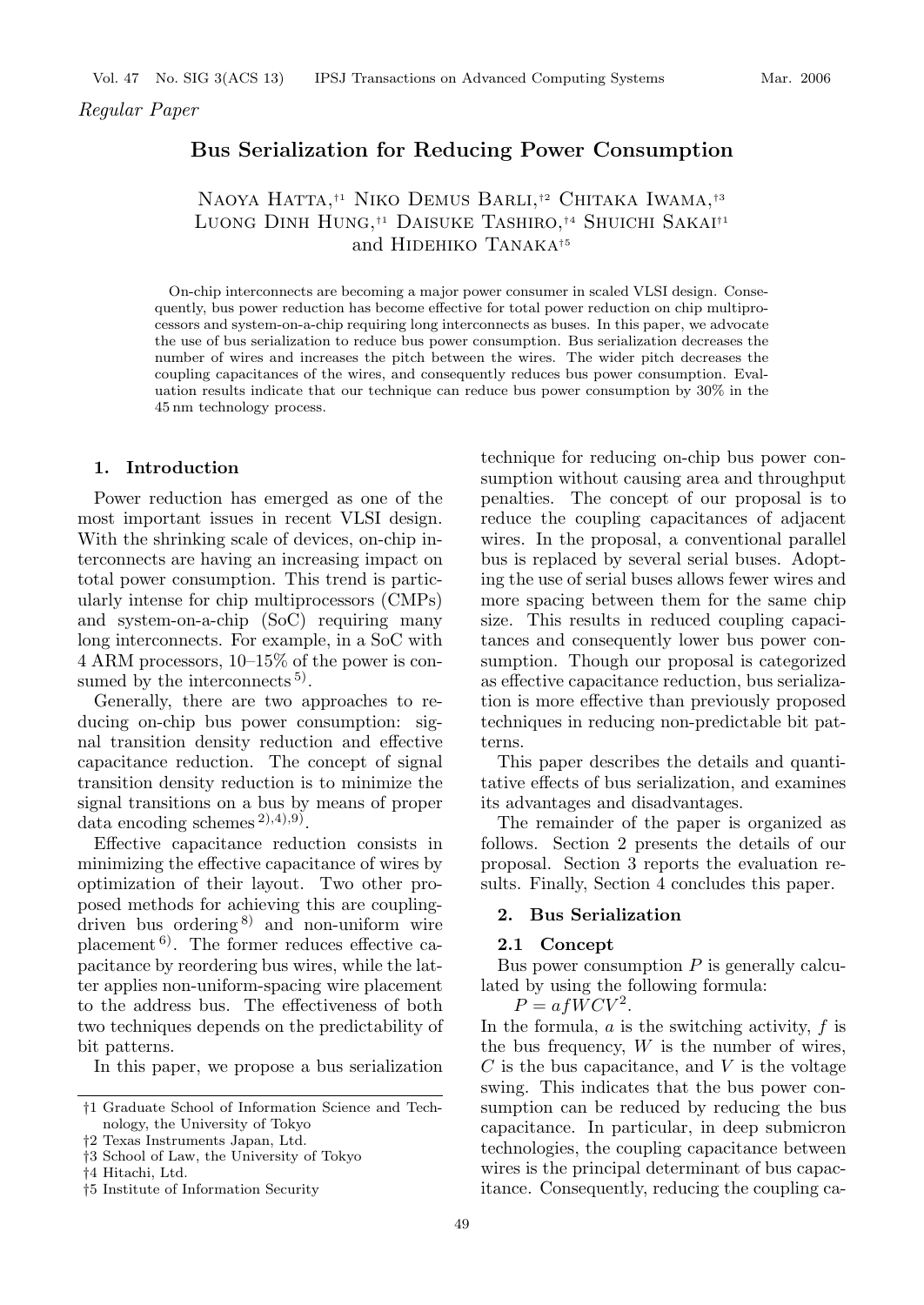*Regular Paper*

# Bus Serialization for Reducing Power Consumption

Naoya Hatta,[†1] Niko Demus Barli,[†2] Chitaka Iwama,[†3] Luong Dinh Hung,[†1] Daisuke Tashiro,[†4] Shuichi Sakai[†1] and Hidehiko Tanaka[†5]

On-chip interconnects are becoming a major power consumer in scaled VLSI design. Consequently, bus power reduction has become effective for total power reduction on chip multiprocessors and system-on-a-chip requiring long interconnects as buses. In this paper, we advocate the use of bus serialization to reduce bus power consumption. Bus serialization decreases the number of wires and increases the pitch between the wires. The wider pitch decreases the coupling capacitances of the wires, and consequently reduces bus power consumption. Evaluation results indicate that our technique can reduce bus power consumption by 30% in the 45 nm technology process.

## 1. Introduction

Power reduction has emerged as one of the most important issues in recent VLSI design. With the shrinking scale of devices, on-chip interconnects are having an increasing impact on total power consumption. This trend is particularly intense for chip multiprocessors (CMPs) and system-on-a-chip (SoC) requiring many long interconnects. For example, in a SoC with 4 ARM processors, 10–15% of the power is consumed by the interconnects [5].

Generally, there are two approaches to reducing on-chip bus power consumption: signal transition density reduction and effective capacitance reduction. The concept of signal transition density reduction is to minimize the signal transitions on a bus by means of proper data encoding schemes [2),4),9)].

Effective capacitance reduction consists in minimizing the effective capacitance of wires by optimization of their layout. Two other proposed methods for achieving this are coupling-driven bus ordering [8)] and non-uniform wire placement [6)]. The former reduces effective capacitance by reordering bus wires, while the latter applies non-uniform-spacing wire placement to the address bus. The effectiveness of both two techniques depends on the predictability of bit patterns.

In this paper, we propose a bus serialization technique for reducing on-chip bus power consumption without causing area and throughput penalties. The concept of our proposal is to reduce the coupling capacitances of adjacent wires. In the proposal, a conventional parallel bus is replaced by several serial buses. Adopting the use of serial buses allows fewer wires and more spacing between them for the same chip size. This results in reduced coupling capacitances and consequently lower bus power consumption. Though our proposal is categorized as effective capacitance reduction, bus serialization is more effective than previously proposed techniques in reducing non-predictable bit patterns.

This paper describes the details and quantitative effects of bus serialization, and examines its advantages and disadvantages.

The remainder of the paper is organized as follows. Section 2 presents the details of our proposal. Section 3 reports the evaluation results. Finally, Section 4 concludes this paper.

## 2. Bus Serialization

### 2.1 Concept

Bus power consumption $P$ is generally calculated by using the following formula:

$$P = afWCV^2.$$

In the formula, $a$ is the switching activity, $f$ is the bus frequency, $W$ is the number of wires, $C$ is the bus capacitance, and $V$ is the voltage swing. This indicates that the bus power consumption can be reduced by reducing the bus capacitance. In particular, in deep submicron technologies, the coupling capacitance between wires is the principal determinant of bus capacitance. Consequently, reducing the coupling ca-

---

†1 Graduate School of Information Science and Technology, the University of Tokyo
†2 Texas Instruments Japan, Ltd.
†3 School of Law, the University of Tokyo
†4 Hitachi, Ltd.
†5 Institute of Information Security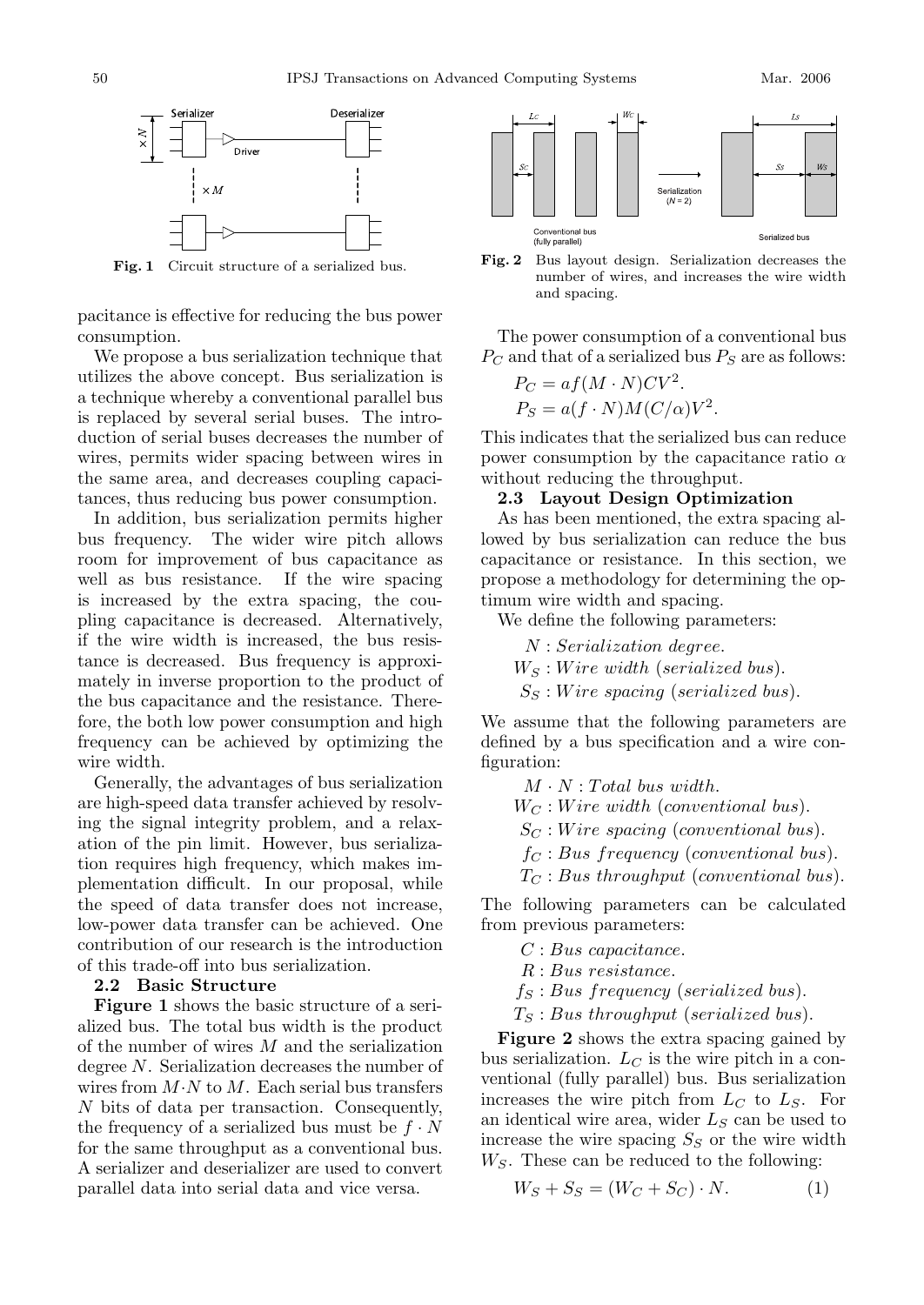Fig. 1 Circuit structure of a serialized bus.

Fig. 2 Bus layout design. Serialization decreases the number of wires, and increases the wire width and spacing.

pacitance is effective for reducing the bus power consumption.

We propose a bus serialization technique that utilizes the above concept. Bus serialization is a technique whereby a conventional parallel bus is replaced by several serial buses. The introduction of serial buses decreases the number of wires, permits wider spacing between wires in the same area, and decreases coupling capacitances, thus reducing bus power consumption.

In addition, bus serialization permits higher bus frequency. The wider wire pitch allows room for improvement of bus capacitance as well as bus resistance. If the wire spacing is increased by the extra spacing, the coupling capacitance is decreased. Alternatively, if the wire width is increased, the bus resistance is decreased. Bus frequency is approximately in inverse proportion to the product of the bus capacitance and the resistance. Therefore, the both low power consumption and high frequency can be achieved by optimizing the wire width.

Generally, the advantages of bus serialization are high-speed data transfer achieved by resolving the signal integrity problem, and a relaxation of the pin limit. However, bus serialization requires high frequency, which makes implementation difficult. In our proposal, while the speed of data transfer does not increase, low-power data transfer can be achieved. One contribution of our research is the introduction of this trade-off into bus serialization.

### 2.2 Basic Structure

**Figure 1** shows the basic structure of a serialized bus. The total bus width is the product of the number of wires $M$ and the serialization degree $N$. Serialization decreases the number of wires from $M{\cdot}N$ to $M$. Each serial bus transfers $N$ bits of data per transaction. Consequently, the frequency of a serialized bus must be $f \cdot N$ for the same throughput as a conventional bus. A serializer and deserializer are used to convert parallel data into serial data and vice versa.

The power consumption of a conventional bus $P_C$ and that of a serialized bus $P_S$ are as follows:

$$P_C = af(M \cdot N)CV^2.$$
$$P_S = a(f \cdot N)M(C/\alpha)V^2.$$

This indicates that the serialized bus can reduce power consumption by the capacitance ratio $\alpha$ without reducing the throughput.

### 2.3 Layout Design Optimization

As has been mentioned, the extra spacing allowed by bus serialization can reduce the bus capacitance or resistance. In this section, we propose a methodology for determining the optimum wire width and spacing.

We define the following parameters:

$N$ : *Serialization degree.*
$W_S$ : *Wire width (serialized bus).*
$S_S$ : *Wire spacing (serialized bus).*

We assume that the following parameters are defined by a bus specification and a wire configuration:

$M \cdot N$ : *Total bus width.*
$W_C$ : *Wire width (conventional bus).*
$S_C$ : *Wire spacing (conventional bus).*
$f_C$ : *Bus frequency (conventional bus).*
$T_C$ : *Bus throughput (conventional bus).*

The following parameters can be calculated from previous parameters:

$C$ : *Bus capacitance.*
$R$ : *Bus resistance.*
$f_S$ : *Bus frequency (serialized bus).*
$T_S$ : *Bus throughput (serialized bus).*

**Figure 2** shows the extra spacing gained by bus serialization. $L_C$ is the wire pitch in a conventional (fully parallel) bus. Bus serialization increases the wire pitch from $L_C$ to $L_S$. For an identical wire area, wider $L_S$ can be used to increase the wire spacing $S_S$ or the wire width $W_S$. These can be reduced to the following:

$$W_S + S_S = (W_C + S_C) \cdot N. \qquad (1)$$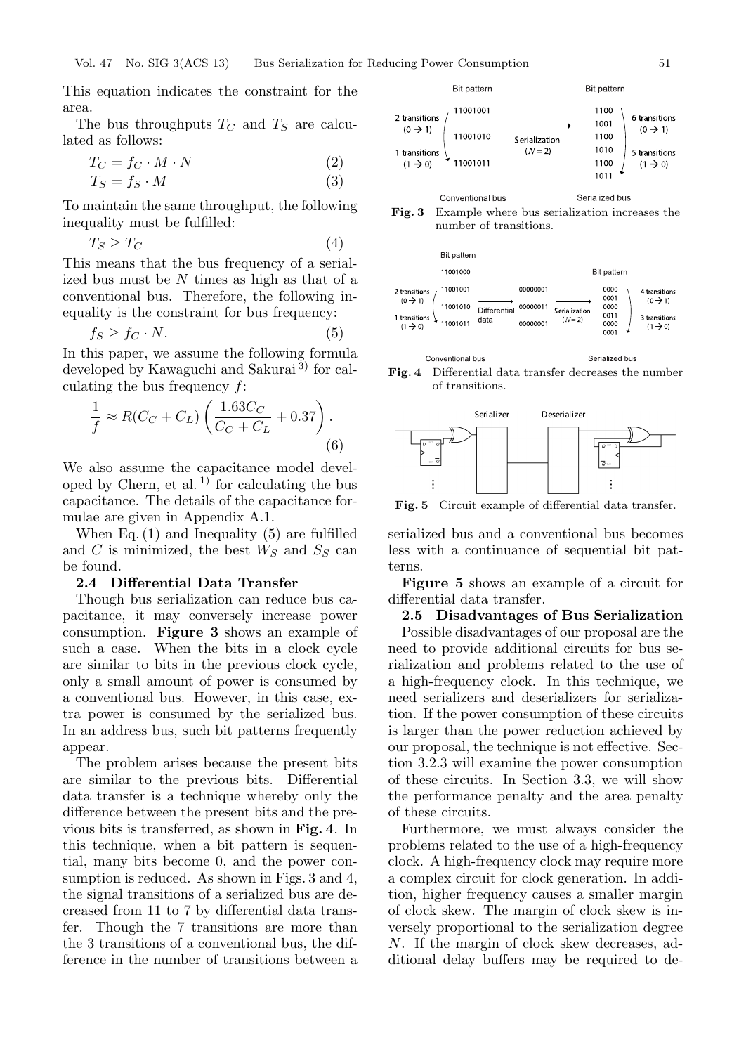This equation indicates the constraint for the area.

The bus throughputs $T_C$ and $T_S$ are calculated as follows:

$$T_C = f_C \cdot M \cdot N \quad (2)$$

$$T_S = f_S \cdot M \quad (3)$$

To maintain the same throughput, the following inequality must be fulfilled:

$$T_S \geq T_C \quad (4)$$

This means that the bus frequency of a serialized bus must be $N$ times as high as that of a conventional bus. Therefore, the following inequality is the constraint for bus frequency:

$$f_S \geq f_C \cdot N. \quad (5)$$

In this paper, we assume the following formula developed by Kawaguchi and Sakurai [3] for calculating the bus frequency $f$:

$$\frac{1}{f} \approx R(C_C + C_L)\left(\frac{1.63 C_C}{C_C + C_L} + 0.37\right). \quad (6)$$

We also assume the capacitance model developed by Chern, et al. [1] for calculating the bus capacitance. The details of the capacitance formulae are given in Appendix A.1.

When Eq. (1) and Inequality (5) are fulfilled and $C$ is minimized, the best $W_S$ and $S_S$ can be found.

### 2.4 Differential Data Transfer

Though bus serialization can reduce bus capacitance, it may conversely increase power consumption. **Figure 3** shows an example of such a case. When the bits in a clock cycle are similar to bits in the previous clock cycle, only a small amount of power is consumed by a conventional bus. However, in this case, extra power is consumed by the serialized bus. In an address bus, such bit patterns frequently appear.

The problem arises because the present bits are similar to the previous bits. Differential data transfer is a technique whereby only the difference between the present bits and the previous bits is transferred, as shown in **Fig. 4**. In this technique, when a bit pattern is sequential, many bits become 0, and the power consumption is reduced. As shown in Figs. 3 and 4, the signal transitions of a serialized bus are decreased from 11 to 7 by differential data transfer. Though the 7 transitions are more than the 3 transitions of a conventional bus, the difference in the number of transitions between a serialized bus and a conventional bus becomes less with a continuance of sequential bit patterns.

**Fig. 3** Example where bus serialization increases the number of transitions.

**Fig. 4** Differential data transfer decreases the number of transitions.

**Fig. 5** Circuit example of differential data transfer.

**Figure 5** shows an example of a circuit for differential data transfer.

### 2.5 Disadvantages of Bus Serialization

Possible disadvantages of our proposal are the need to provide additional circuits for bus serialization and problems related to the use of a high-frequency clock. In this technique, we need serializers and deserializers for serialization. If the power consumption of these circuits is larger than the power reduction achieved by our proposal, the technique is not effective. Section 3.2.3 will examine the power consumption of these circuits. In Section 3.3, we will show the performance penalty and the area penalty of these circuits.

Furthermore, we must always consider the problems related to the use of a high-frequency clock. A high-frequency clock may require more a complex circuit for clock generation. In addition, higher frequency causes a smaller margin of clock skew. The margin of clock skew is inversely proportional to the serialization degree $N$. If the margin of clock skew decreases, additional delay buffers may be required to de-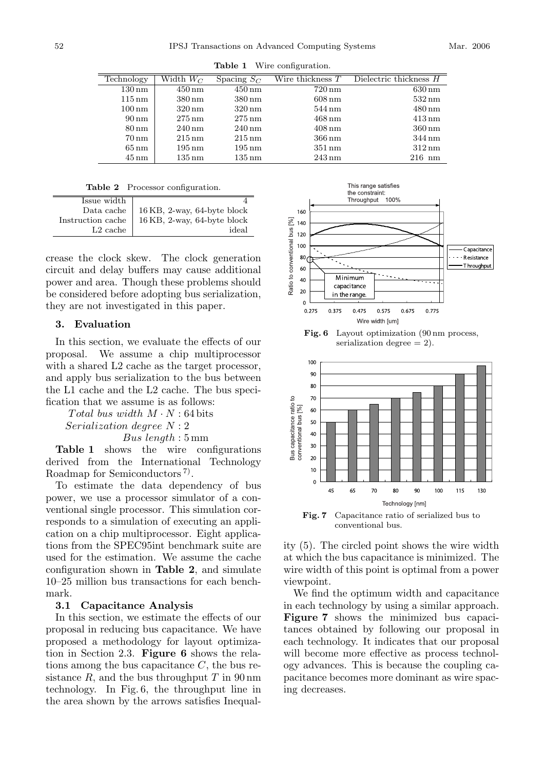**Table 1** Wire configuration.

| Technology | Width $W_C$ | Spacing $S_C$ | Wire thickness $T$ | Dielectric thickness $H$ |
|---|---|---|---|---|
| 130 nm | 450 nm | 450 nm | 720 nm | 630 nm |
| 115 nm | 380 nm | 380 nm | 608 nm | 532 nm |
| 100 nm | 320 nm | 320 nm | 544 nm | 480 nm |
| 90 nm | 275 nm | 275 nm | 468 nm | 413 nm |
| 80 nm | 240 nm | 240 nm | 408 nm | 360 nm |
| 70 nm | 215 nm | 215 nm | 366 nm | 344 nm |
| 65 nm | 195 nm | 195 nm | 351 nm | 312 nm |
| 45 nm | 135 nm | 135 nm | 243 nm | 216 nm |

**Table 2** Processor configuration.

| | |
|---|---|
| Issue width | 4 |
| Data cache | 16 KB, 2-way, 64-byte block |
| Instruction cache | 16 KB, 2-way, 64-byte block |
| L2 cache | ideal |

crease the clock skew. The clock generation circuit and delay buffers may cause additional power and area. Though these problems should be considered before adopting bus serialization, they are not investigated in this paper.

## 3. Evaluation

In this section, we evaluate the effects of our proposal. We assume a chip multiprocessor with a shared L2 cache as the target processor, and apply bus serialization to the bus between the L1 cache and the L2 cache. The bus specification that we assume is as follows:

*Total bus width* $M \cdot N$ : 64 bits
*Serialization degree* $N$ : 2
*Bus length* : 5 mm

**Table 1** shows the wire configurations derived from the International Technology Roadmap for Semiconductors [7].

To estimate the data dependency of bus power, we use a processor simulator of a conventional single processor. This simulation corresponds to a simulation of executing an application on a chip multiprocessor. Eight applications from the SPEC95int benchmark suite are used for the estimation. We assume the cache configuration shown in **Table 2**, and simulate 10–25 million bus transactions for each benchmark.

### 3.1 Capacitance Analysis

In this section, we estimate the effects of our proposal in reducing bus capacitance. We have proposed a methodology for layout optimization in Section 2.3. **Figure 6** shows the relations among the bus capacitance $C$, the bus resistance $R$, and the bus throughput $T$ in 90 nm technology. In Fig. 6, the throughput line in the area shown by the arrows satisfies Inequality (5). The circled point shows the wire width at which the bus capacitance is minimized. The wire width of this point is optimal from a power viewpoint.

**Fig. 6** Layout optimization (90 nm process, serialization degree = 2).

We find the optimum width and capacitance in each technology by using a similar approach. **Figure 7** shows the minimized bus capacitances obtained by following our proposal in each technology. It indicates that our proposal will become more effective as process technology advances. This is because the coupling capacitance becomes more dominant as wire spacing decreases.

**Fig. 7** Capacitance ratio of serialized bus to conventional bus.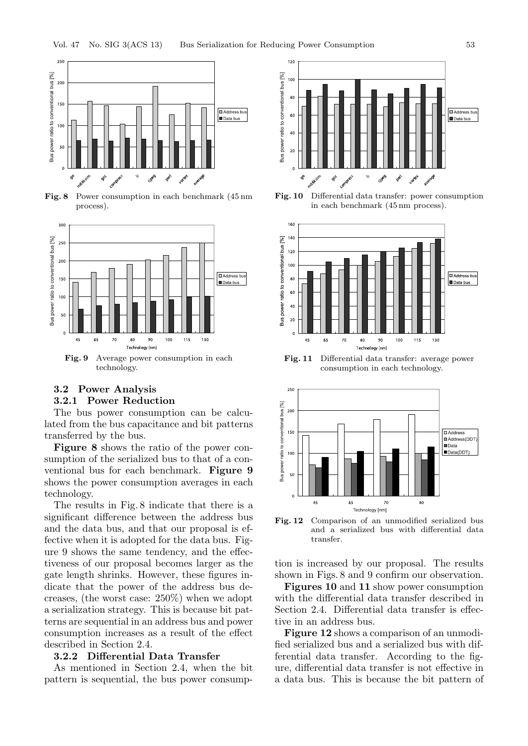**Fig. 8** Power consumption in each benchmark (45 nm process).

**Fig. 9** Average power consumption in each technology.

### 3.2 Power Analysis

#### 3.2.1 Power Reduction

The bus power consumption can be calculated from the bus capacitance and bit patterns transferred by the bus.

**Figure 8** shows the ratio of the power consumption of the serialized bus to that of a conventional bus for each benchmark. **Figure 9** shows the power consumption averages in each technology.

The results in Fig. 8 indicate that there is a significant difference between the address bus and the data bus, and that our proposal is effective when it is adopted for the data bus. Figure 9 shows the same tendency, and the effectiveness of our proposal becomes larger as the gate length shrinks. However, these figures indicate that the power of the address bus decreases, (the worst case: 250%) when we adopt a serialization strategy. This is because bit patterns are sequential in an address bus and power consumption increases as a result of the effect described in Section 2.4.

#### 3.2.2 Differential Data Transfer

As mentioned in Section 2.4, when the bit pattern is sequential, the bus power consumption is increased by our proposal. The results shown in Figs. 8 and 9 confirm our observation.

**Figures 10** and **11** show power consumption with the differential data transfer described in Section 2.4. Differential data transfer is effective in an address bus.

**Figure 12** shows a comparison of an unmodified serialized bus and a serialized bus with differential data transfer. According to the figure, differential data transfer is not effective in a data bus. This is because the bit pattern of

**Fig. 10** Differential data transfer: power consumption in each benchmark (45 nm process).

**Fig. 11** Differential data transfer: average power consumption in each technology.

**Fig. 12** Comparison of an unmodified serialized bus and a serialized bus with differential data transfer.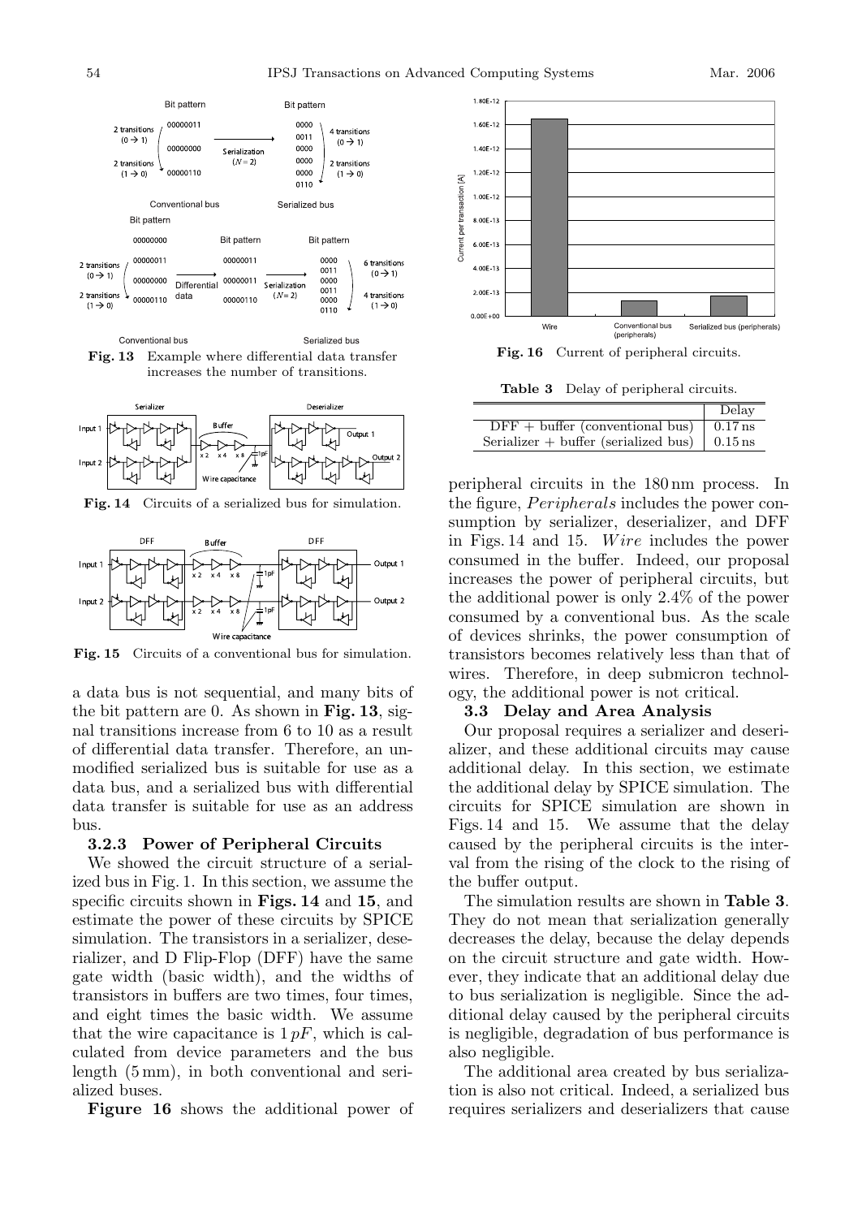Fig. 13 Example where differential data transfer increases the number of transitions.

Fig. 14 Circuits of a serialized bus for simulation.

Fig. 15 Circuits of a conventional bus for simulation.

a data bus is not sequential, and many bits of the bit pattern are 0. As shown in **Fig. 13**, signal transitions increase from 6 to 10 as a result of differential data transfer. Therefore, an unmodified serialized bus is suitable for use as a data bus, and a serialized bus with differential data transfer is suitable for use as an address bus.

### 3.2.3 Power of Peripheral Circuits

We showed the circuit structure of a serialized bus in Fig. 1. In this section, we assume the specific circuits shown in **Figs. 14** and **15**, and estimate the power of these circuits by SPICE simulation. The transistors in a serializer, deserializer, and D Flip-Flop (DFF) have the same gate width (basic width), and the widths of transistors in buffers are two times, four times, and eight times the basic width. We assume that the wire capacitance is $1\,pF$, which is calculated from device parameters and the bus length (5 mm), in both conventional and serialized buses.

**Figure 16** shows the additional power of peripheral circuits in the 180 nm process. In the figure, *Peripherals* includes the power consumption by serializer, deserializer, and DFF in Figs. 14 and 15. *Wire* includes the power consumed in the buffer. Indeed, our proposal increases the power of peripheral circuits, but the additional power is only 2.4% of the power consumed by a conventional bus. As the scale of devices shrinks, the power consumption of transistors becomes relatively less than that of wires. Therefore, in deep submicron technology, the additional power is not critical.

Fig. 16 Current of peripheral circuits.

**Table 3** Delay of peripheral circuits.

| | Delay |
|---|---|
| DFF + buffer (conventional bus) | 0.17 ns |
| Serializer + buffer (serialized bus) | 0.15 ns |

### 3.3 Delay and Area Analysis

Our proposal requires a serializer and deserializer, and these additional circuits may cause additional delay. In this section, we estimate the additional delay by SPICE simulation. The circuits for SPICE simulation are shown in Figs. 14 and 15. We assume that the delay caused by the peripheral circuits is the interval from the rising of the clock to the rising of the buffer output.

The simulation results are shown in **Table 3**. They do not mean that serialization generally decreases the delay, because the delay depends on the circuit structure and gate width. However, they indicate that an additional delay due to bus serialization is negligible. Since the additional delay caused by the peripheral circuits is negligible, degradation of bus performance is also negligible.

The additional area created by bus serialization is also not critical. Indeed, a serialized bus requires serializers and deserializers that cause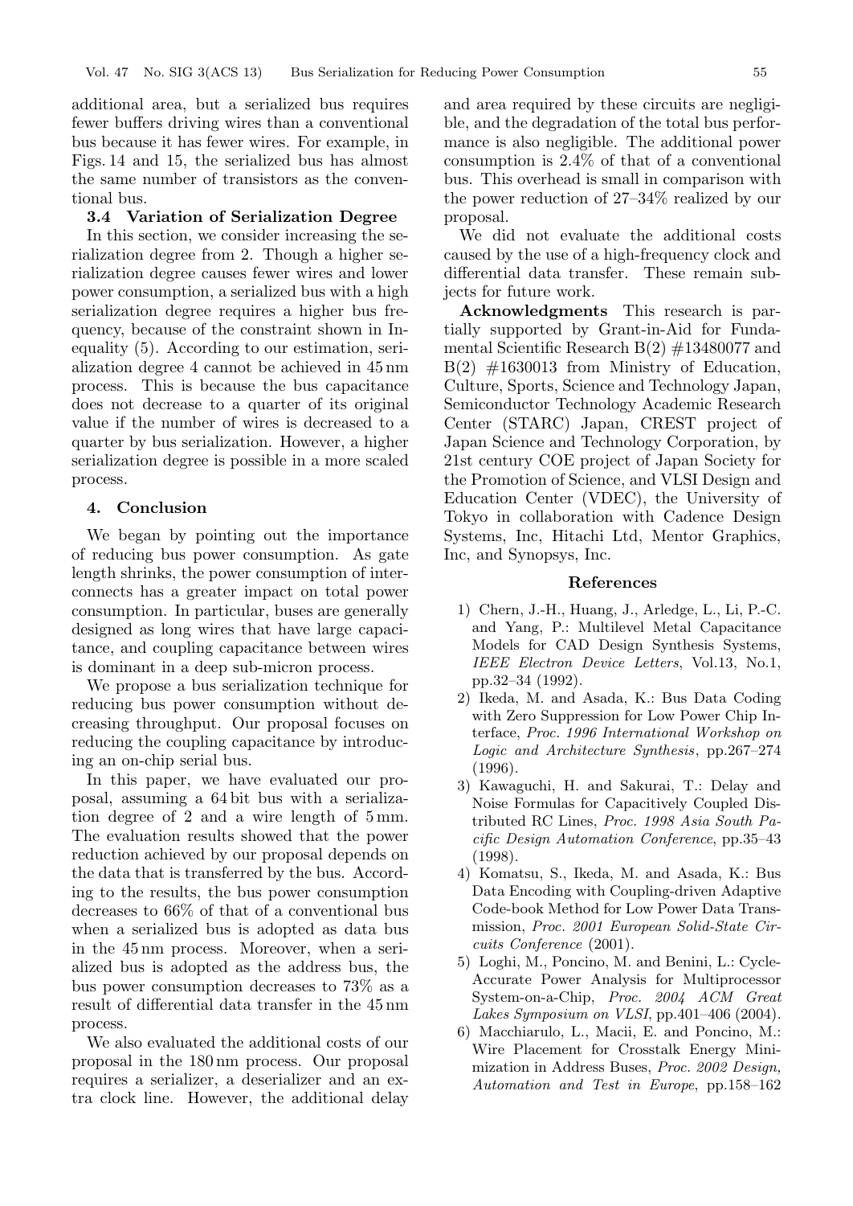additional area, but a serialized bus requires fewer buffers driving wires than a conventional bus because it has fewer wires. For example, in Figs. 14 and 15, the serialized bus has almost the same number of transistors as the conventional bus.

### 3.4 Variation of Serialization Degree

In this section, we consider increasing the serialization degree from 2. Though a higher serialization degree causes fewer wires and lower power consumption, a serialized bus with a high serialization degree requires a higher bus frequency, because of the constraint shown in Inequality (5). According to our estimation, serialization degree 4 cannot be achieved in 45 nm process. This is because the bus capacitance does not decrease to a quarter of its original value if the number of wires is decreased to a quarter by bus serialization. However, a higher serialization degree is possible in a more scaled process.

## 4. Conclusion

We began by pointing out the importance of reducing bus power consumption. As gate length shrinks, the power consumption of interconnects has a greater impact on total power consumption. In particular, buses are generally designed as long wires that have large capacitance, and coupling capacitance between wires is dominant in a deep sub-micron process.

We propose a bus serialization technique for reducing bus power consumption without decreasing throughput. Our proposal focuses on reducing the coupling capacitance by introducing an on-chip serial bus.

In this paper, we have evaluated our proposal, assuming a 64 bit bus with a serialization degree of 2 and a wire length of 5 mm. The evaluation results showed that the power reduction achieved by our proposal depends on the data that is transferred by the bus. According to the results, the bus power consumption decreases to 66% of that of a conventional bus when a serialized bus is adopted as data bus in the 45 nm process. Moreover, when a serialized bus is adopted as the address bus, the bus power consumption decreases to 73% as a result of differential data transfer in the 45 nm process.

We also evaluated the additional costs of our proposal in the 180 nm process. Our proposal requires a serializer, a deserializer and an extra clock line. However, the additional delay and area required by these circuits are negligible, and the degradation of the total bus performance is also negligible. The additional power consumption is 2.4% of that of a conventional bus. This overhead is small in comparison with the power reduction of 27–34% realized by our proposal.

We did not evaluate the additional costs caused by the use of a high-frequency clock and differential data transfer. These remain subjects for future work.

**Acknowledgments** This research is partially supported by Grant-in-Aid for Fundamental Scientific Research B(2) #13480077 and B(2) #1630013 from Ministry of Education, Culture, Sports, Science and Technology Japan, Semiconductor Technology Academic Research Center (STARC) Japan, CREST project of Japan Science and Technology Corporation, by 21st century COE project of Japan Society for the Promotion of Science, and VLSI Design and Education Center (VDEC), the University of Tokyo in collaboration with Cadence Design Systems, Inc, Hitachi Ltd, Mentor Graphics, Inc, and Synopsys, Inc.

## References

1) Chern, J.-H., Huang, J., Arledge, L., Li, P.-C. and Yang, P.: Multilevel Metal Capacitance Models for CAD Design Synthesis Systems, *IEEE Electron Device Letters*, Vol.13, No.1, pp.32–34 (1992).
2) Ikeda, M. and Asada, K.: Bus Data Coding with Zero Suppression for Low Power Chip Interface, *Proc. 1996 International Workshop on Logic and Architecture Synthesis*, pp.267–274 (1996).
3) Kawaguchi, H. and Sakurai, T.: Delay and Noise Formulas for Capacitively Coupled Distributed RC Lines, *Proc. 1998 Asia South Pacific Design Automation Conference*, pp.35–43 (1998).
4) Komatsu, S., Ikeda, M. and Asada, K.: Bus Data Encoding with Coupling-driven Adaptive Code-book Method for Low Power Data Transmission, *Proc. 2001 European Solid-State Circuits Conference* (2001).
5) Loghi, M., Poncino, M. and Benini, L.: Cycle-Accurate Power Analysis for Multiprocessor System-on-a-Chip, *Proc. 2004 ACM Great Lakes Symposium on VLSI*, pp.401–406 (2004).
6) Macchiarulo, L., Macii, E. and Poncino, M.: Wire Placement for Crosstalk Energy Minimization in Address Buses, *Proc. 2002 Design, Automation and Test in Europe*, pp.158–162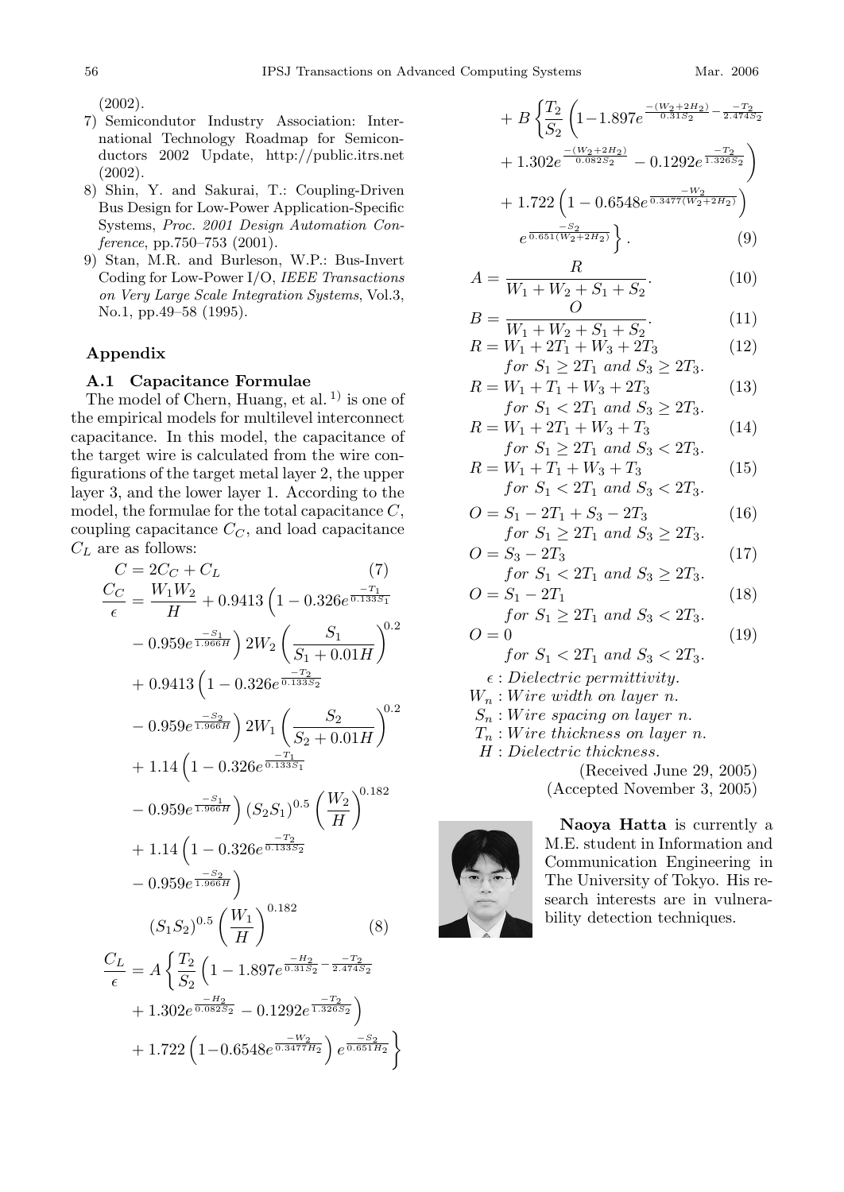(2002).

7) Semicondutor Industry Association: International Technology Roadmap for Semiconductors 2002 Update, http://public.itrs.net (2002).
8) Shin, Y. and Sakurai, T.: Coupling-Driven Bus Design for Low-Power Application-Specific Systems, *Proc. 2001 Design Automation Conference*, pp.750–753 (2001).
9) Stan, M.R. and Burleson, W.P.: Bus-Invert Coding for Low-Power I/O, *IEEE Transactions on Very Large Scale Integration Systems*, Vol.3, No.1, pp.49–58 (1995).

## Appendix

### A.1 Capacitance Formulae

The model of Chern, Huang, et al. [1] is one of the empirical models for multilevel interconnect capacitance. In this model, the capacitance of the target wire is calculated from the wire configurations of the target metal layer 2, the upper layer 3, and the lower layer 1. According to the model, the formulae for the total capacitance $C$, coupling capacitance $C_C$, and load capacitance $C_L$ are as follows:

$$C = 2C_C + C_L \tag{7}$$

$$\begin{aligned}
\frac{C_C}{\epsilon} = {} & \frac{W_1 W_2}{H} + 0.9413\left(1 - 0.326e^{\frac{-T_1}{0.133S_1}} \right. \\
& \left. - 0.959e^{\frac{-S_1}{1.966H}}\right) 2W_2 \left(\frac{S_1}{S_1 + 0.01H}\right)^{0.2} \\
& + 0.9413\left(1 - 0.326e^{\frac{-T_2}{0.133S_2}} \right. \\
& \left. - 0.959e^{\frac{-S_2}{1.966H}}\right) 2W_1 \left(\frac{S_2}{S_2 + 0.01H}\right)^{0.2} \\
& + 1.14\left(1 - 0.326e^{\frac{-T_1}{0.133S_1}} \right. \\
& \left. - 0.959e^{\frac{-S_1}{1.966H}}\right) (S_2 S_1)^{0.5} \left(\frac{W_2}{H}\right)^{0.182} \\
& + 1.14\left(1 - 0.326e^{\frac{-T_2}{0.133S_2}} \right. \\
& \left. - 0.959e^{\frac{-S_2}{1.966H}}\right) \\
& (S_1 S_2)^{0.5} \left(\frac{W_1}{H}\right)^{0.182}
\end{aligned} \tag{8}$$

$$\begin{aligned}
\frac{C_L}{\epsilon} = {} & A\left\{\frac{T_2}{S_2}\left(1 - 1.897e^{\frac{-H_2}{0.31S_2} - \frac{-T_2}{2.474S_2}} \right.\right. \\
& \left. + 1.302e^{\frac{-H_2}{0.082S_2}} - 0.1292e^{\frac{-T_2}{1.326S_2}}\right) \\
& \left. + 1.722\left(1 - 0.6548e^{\frac{-W_2}{0.3477H_2}}\right) e^{\frac{-S_2}{0.651H_2}}\right\} \\
& + B\left\{\frac{T_2}{S_2}\left(1 - 1.897e^{\frac{-(W_2+2H_2)}{0.31S_2} - \frac{-T_2}{2.474S_2}} \right.\right. \\
& \left. + 1.302e^{\frac{-(W_2+2H_2)}{0.082S_2}} - 0.1292e^{\frac{-T_2}{1.326S_2}}\right) \\
& + 1.722\left(1 - 0.6548e^{\frac{-W_2}{0.3477(W_2+2H_2)}}\right) \\
& \left. e^{\frac{-S_2}{0.651(W_2+2H_2)}}\right\}.
\end{aligned} \tag{9}$$

$$A = \frac{R}{W_1 + W_2 + S_1 + S_2}. \tag{10}$$

$$B = \frac{O}{W_1 + W_2 + S_1 + S_2}. \tag{11}$$

$$R = W_1 + 2T_1 + W_3 + 2T_3 \quad for\ S_1 \geq 2T_1\ and\ S_3 \geq 2T_3. \tag{12}$$

$$R = W_1 + T_1 + W_3 + 2T_3 \quad for\ S_1 < 2T_1\ and\ S_3 \geq 2T_3. \tag{13}$$

$$R = W_1 + 2T_1 + W_3 + T_3 \quad for\ S_1 \geq 2T_1\ and\ S_3 < 2T_3. \tag{14}$$

$$R = W_1 + T_1 + W_3 + T_3 \quad for\ S_1 < 2T_1\ and\ S_3 < 2T_3. \tag{15}$$

$$O = S_1 - 2T_1 + S_3 - 2T_3 \quad for\ S_1 \geq 2T_1\ and\ S_3 \geq 2T_3. \tag{16}$$

$$O = S_3 - 2T_3 \quad for\ S_1 < 2T_1\ and\ S_3 \geq 2T_3. \tag{17}$$

$$O = S_1 - 2T_1 \quad for\ S_1 \geq 2T_1\ and\ S_3 < 2T_3. \tag{18}$$

$$O = 0 \quad for\ S_1 < 2T_1\ and\ S_3 < 2T_3. \tag{19}$$

$\epsilon$ : *Dielectric permittivity.*
$W_n$ : *Wire width on layer n.*
$S_n$ : *Wire spacing on layer n.*
$T_n$ : *Wire thickness on layer n.*
$H$ : *Dielectric thickness.*

(Received June 29, 2005)
(Accepted November 3, 2005)

**Naoya Hatta** is currently a M.E. student in Information and Communication Engineering in The University of Tokyo. His research interests are in vulnerability detection techniques.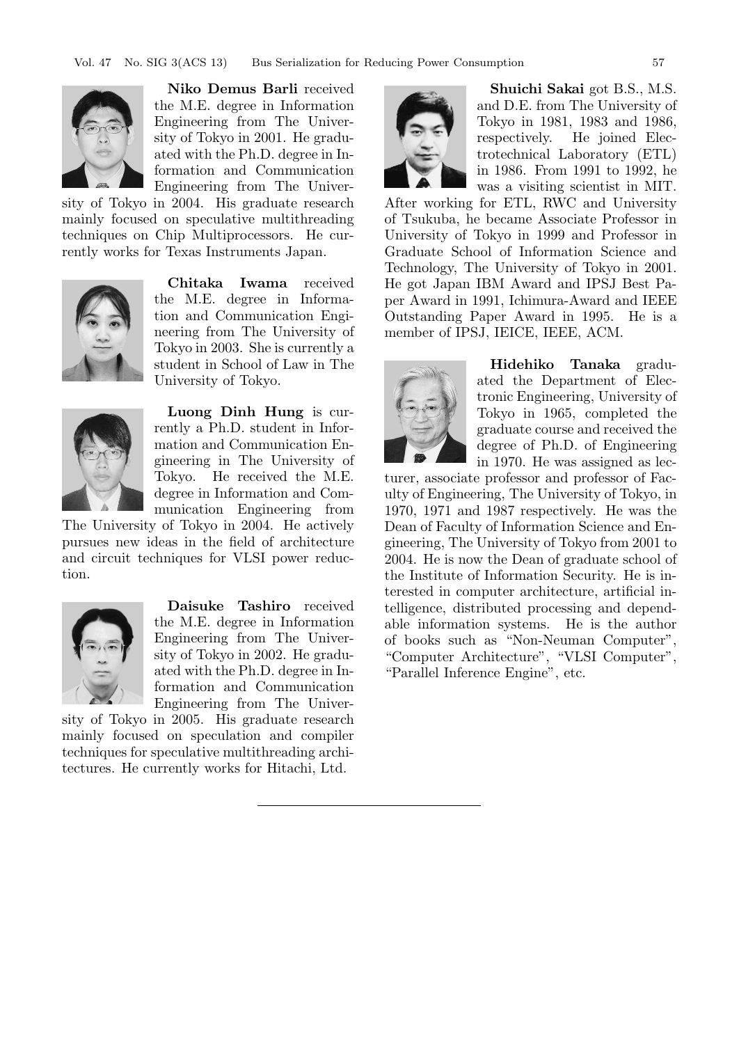**Niko Demus Barli** received the M.E. degree in Information Engineering from The University of Tokyo in 2001. He graduated with the Ph.D. degree in Information and Communication Engineering from The University of Tokyo in 2004. His graduate research mainly focused on speculative multithreading techniques on Chip Multiprocessors. He currently works for Texas Instruments Japan.

**Chitaka Iwama** received the M.E. degree in Information and Communication Engineering from The University of Tokyo in 2003. She is currently a student in School of Law in The University of Tokyo.

**Luong Dinh Hung** is currently a Ph.D. student in Information and Communication Engineering in The University of Tokyo. He received the M.E. degree in Information and Communication Engineering from The University of Tokyo in 2004. He actively pursues new ideas in the field of architecture and circuit techniques for VLSI power reduction.

**Daisuke Tashiro** received the M.E. degree in Information Engineering from The University of Tokyo in 2002. He graduated with the Ph.D. degree in Information and Communication Engineering from The University of Tokyo in 2005. His graduate research mainly focused on speculation and compiler techniques for speculative multithreading architectures. He currently works for Hitachi, Ltd.

**Shuichi Sakai** got B.S., M.S. and D.E. from The University of Tokyo in 1981, 1983 and 1986, respectively. He joined Electrotechnical Laboratory (ETL) in 1986. From 1991 to 1992, he was a visiting scientist in MIT. After working for ETL, RWC and University of Tsukuba, he became Associate Professor in University of Tokyo in 1999 and Professor in Graduate School of Information Science and Technology, The University of Tokyo in 2001. He got Japan IBM Award and IPSJ Best Paper Award in 1991, Ichimura-Award and IEEE Outstanding Paper Award in 1995. He is a member of IPSJ, IEICE, IEEE, ACM.

**Hidehiko Tanaka** graduated the Department of Electronic Engineering, University of Tokyo in 1965, completed the graduate course and received the degree of Ph.D. of Engineering in 1970. He was assigned as lecturer, associate professor and professor of Faculty of Engineering, The University of Tokyo, in 1970, 1971 and 1987 respectively. He was the Dean of Faculty of Information Science and Engineering, The University of Tokyo from 2001 to 2004. He is now the Dean of graduate school of the Institute of Information Security. He is interested in computer architecture, artificial intelligence, distributed processing and dependable information systems. He is the author of books such as "Non-Neuman Computer", "Computer Architecture", "VLSI Computer", "Parallel Inference Engine", etc.